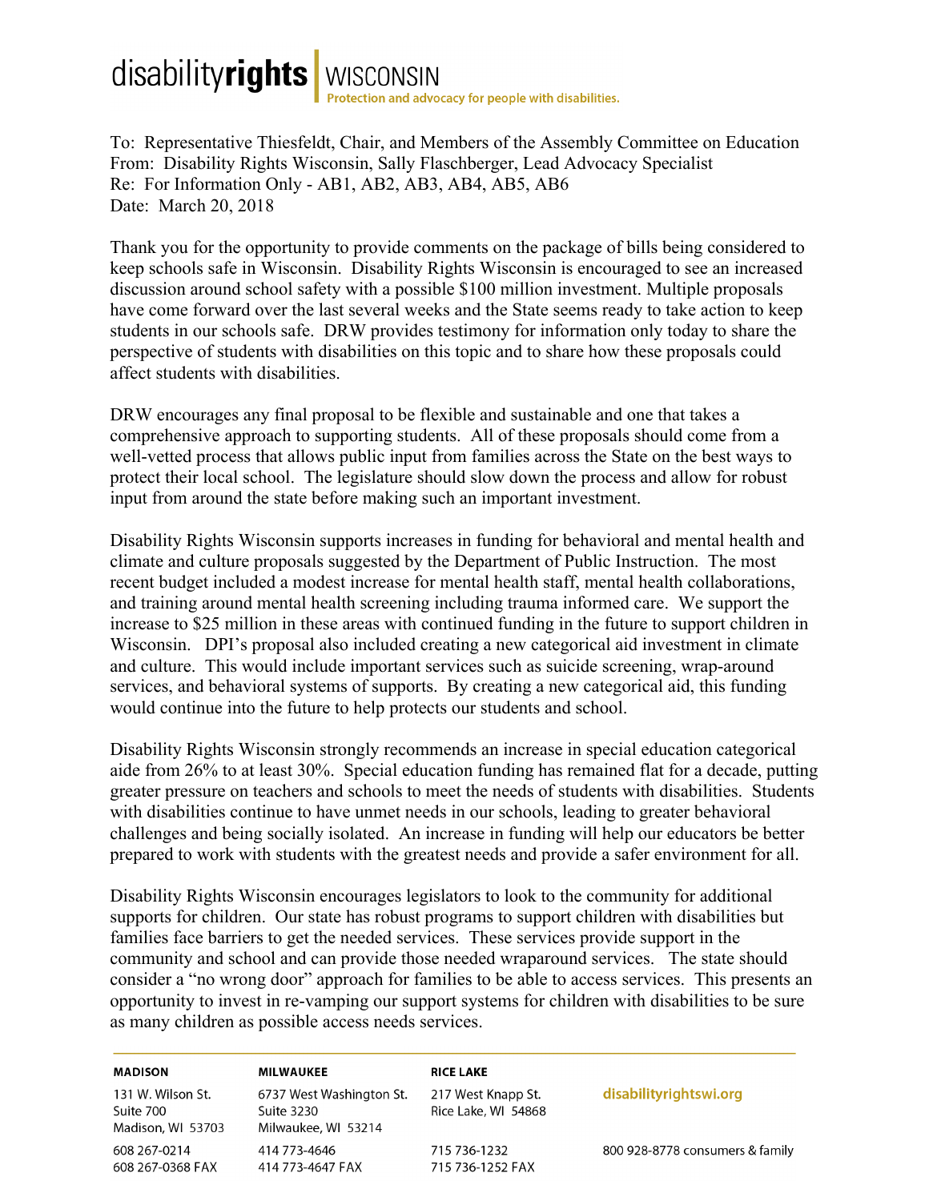disability**rights** | WISCONSIN
Protection and advocacy for people with disabilities.

To: Representative Thiesfeldt, Chair, and Members of the Assembly Committee on Education
From: Disability Rights Wisconsin, Sally Flaschberger, Lead Advocacy Specialist
Re: For Information Only - AB1, AB2, AB3, AB4, AB5, AB6
Date: March 20, 2018

Thank you for the opportunity to provide comments on the package of bills being considered to keep schools safe in Wisconsin. Disability Rights Wisconsin is encouraged to see an increased discussion around school safety with a possible $100 million investment. Multiple proposals have come forward over the last several weeks and the State seems ready to take action to keep students in our schools safe. DRW provides testimony for information only today to share the perspective of students with disabilities on this topic and to share how these proposals could affect students with disabilities.

DRW encourages any final proposal to be flexible and sustainable and one that takes a comprehensive approach to supporting students. All of these proposals should come from a well-vetted process that allows public input from families across the State on the best ways to protect their local school. The legislature should slow down the process and allow for robust input from around the state before making such an important investment.

Disability Rights Wisconsin supports increases in funding for behavioral and mental health and climate and culture proposals suggested by the Department of Public Instruction. The most recent budget included a modest increase for mental health staff, mental health collaborations, and training around mental health screening including trauma informed care. We support the increase to $25 million in these areas with continued funding in the future to support children in Wisconsin. DPI's proposal also included creating a new categorical aid investment in climate and culture. This would include important services such as suicide screening, wrap-around services, and behavioral systems of supports. By creating a new categorical aid, this funding would continue into the future to help protects our students and school.

Disability Rights Wisconsin strongly recommends an increase in special education categorical aide from 26% to at least 30%. Special education funding has remained flat for a decade, putting greater pressure on teachers and schools to meet the needs of students with disabilities. Students with disabilities continue to have unmet needs in our schools, leading to greater behavioral challenges and being socially isolated. An increase in funding will help our educators be better prepared to work with students with the greatest needs and provide a safer environment for all.

Disability Rights Wisconsin encourages legislators to look to the community for additional supports for children. Our state has robust programs to support children with disabilities but families face barriers to get the needed services. These services provide support in the community and school and can provide those needed wraparound services. The state should consider a "no wrong door" approach for families to be able to access services. This presents an opportunity to invest in re-vamping our support systems for children with disabilities to be sure as many children as possible access needs services.

| MADISON | MILWAUKEE | RICE LAKE | |
|---|---|---|---|
| 131 W. Wilson St. Suite 700 Madison, WI 53703 | 6737 West Washington St. Suite 3230 Milwaukee, WI 53214 | 217 West Knapp St. Rice Lake, WI 54868 | disabilityrightswi.org |
| 608 267-0214 608 267-0368 FAX | 414 773-4646 414 773-4647 FAX | 715 736-1232 715 736-1252 FAX | 800 928-8778 consumers & family |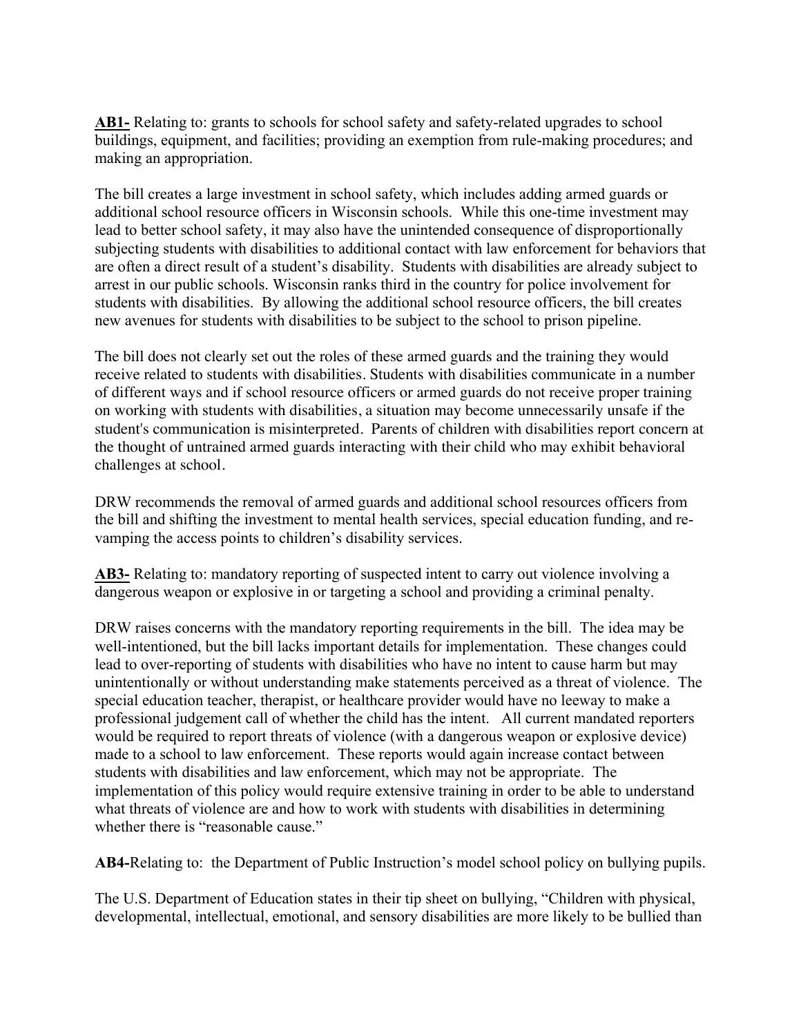**AB1-** Relating to: grants to schools for school safety and safety-related upgrades to school buildings, equipment, and facilities; providing an exemption from rule-making procedures; and making an appropriation.

The bill creates a large investment in school safety, which includes adding armed guards or additional school resource officers in Wisconsin schools. While this one-time investment may lead to better school safety, it may also have the unintended consequence of disproportionally subjecting students with disabilities to additional contact with law enforcement for behaviors that are often a direct result of a student's disability. Students with disabilities are already subject to arrest in our public schools. Wisconsin ranks third in the country for police involvement for students with disabilities. By allowing the additional school resource officers, the bill creates new avenues for students with disabilities to be subject to the school to prison pipeline.

The bill does not clearly set out the roles of these armed guards and the training they would receive related to students with disabilities. Students with disabilities communicate in a number of different ways and if school resource officers or armed guards do not receive proper training on working with students with disabilities, a situation may become unnecessarily unsafe if the student's communication is misinterpreted. Parents of children with disabilities report concern at the thought of untrained armed guards interacting with their child who may exhibit behavioral challenges at school.

DRW recommends the removal of armed guards and additional school resources officers from the bill and shifting the investment to mental health services, special education funding, and re-vamping the access points to children's disability services.

**AB3-** Relating to: mandatory reporting of suspected intent to carry out violence involving a dangerous weapon or explosive in or targeting a school and providing a criminal penalty.

DRW raises concerns with the mandatory reporting requirements in the bill. The idea may be well-intentioned, but the bill lacks important details for implementation. These changes could lead to over-reporting of students with disabilities who have no intent to cause harm but may unintentionally or without understanding make statements perceived as a threat of violence. The special education teacher, therapist, or healthcare provider would have no leeway to make a professional judgement call of whether the child has the intent. All current mandated reporters would be required to report threats of violence (with a dangerous weapon or explosive device) made to a school to law enforcement. These reports would again increase contact between students with disabilities and law enforcement, which may not be appropriate. The implementation of this policy would require extensive training in order to be able to understand what threats of violence are and how to work with students with disabilities in determining whether there is "reasonable cause."

**AB4-**Relating to: the Department of Public Instruction's model school policy on bullying pupils.

The U.S. Department of Education states in their tip sheet on bullying, "Children with physical, developmental, intellectual, emotional, and sensory disabilities are more likely to be bullied than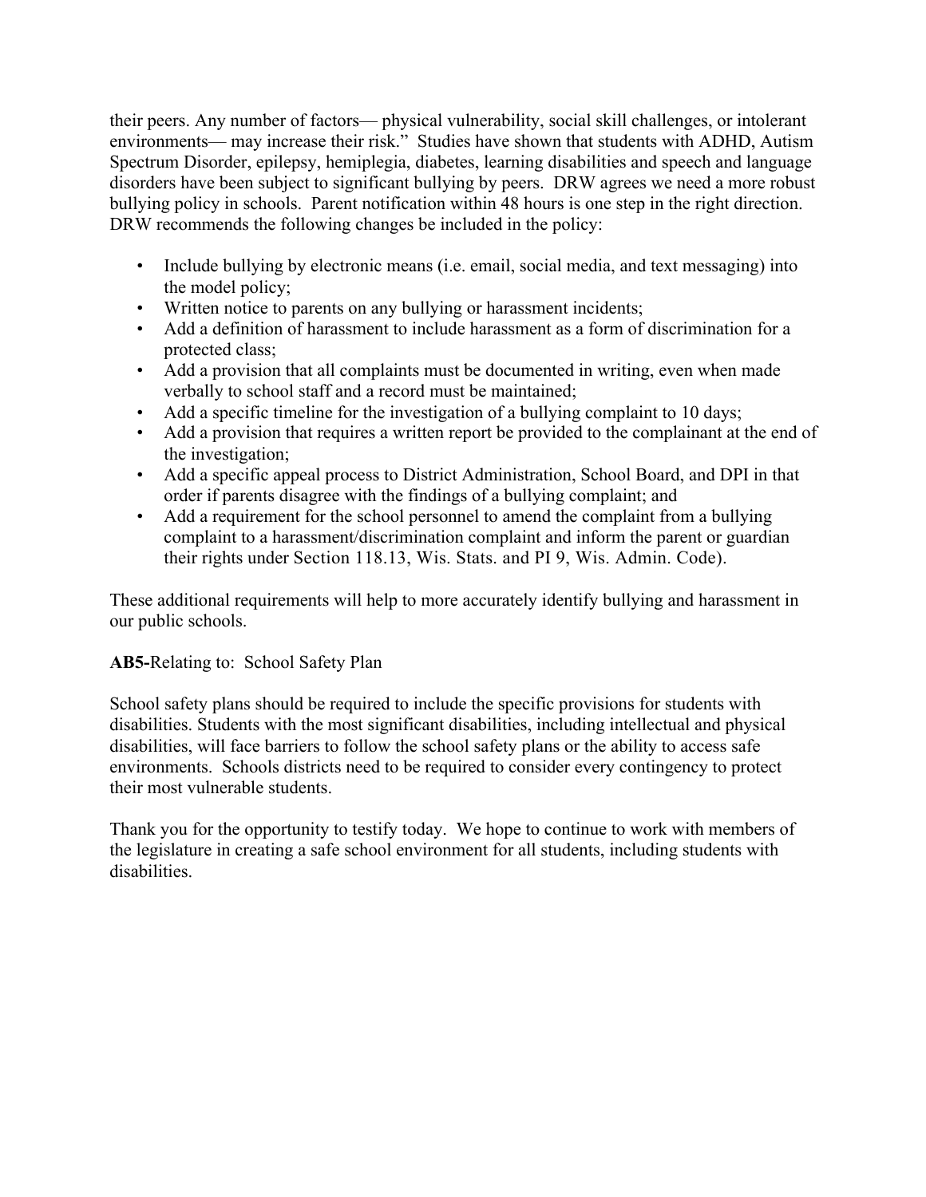their peers. Any number of factors— physical vulnerability, social skill challenges, or intolerant environments— may increase their risk." Studies have shown that students with ADHD, Autism Spectrum Disorder, epilepsy, hemiplegia, diabetes, learning disabilities and speech and language disorders have been subject to significant bullying by peers. DRW agrees we need a more robust bullying policy in schools. Parent notification within 48 hours is one step in the right direction. DRW recommends the following changes be included in the policy:

- Include bullying by electronic means (i.e. email, social media, and text messaging) into the model policy;
- Written notice to parents on any bullying or harassment incidents;
- Add a definition of harassment to include harassment as a form of discrimination for a protected class;
- Add a provision that all complaints must be documented in writing, even when made verbally to school staff and a record must be maintained;
- Add a specific timeline for the investigation of a bullying complaint to 10 days;
- Add a provision that requires a written report be provided to the complainant at the end of the investigation;
- Add a specific appeal process to District Administration, School Board, and DPI in that order if parents disagree with the findings of a bullying complaint; and
- Add a requirement for the school personnel to amend the complaint from a bullying complaint to a harassment/discrimination complaint and inform the parent or guardian their rights under Section 118.13, Wis. Stats. and PI 9, Wis. Admin. Code).

These additional requirements will help to more accurately identify bullying and harassment in our public schools.

**AB5-**Relating to: School Safety Plan

School safety plans should be required to include the specific provisions for students with disabilities. Students with the most significant disabilities, including intellectual and physical disabilities, will face barriers to follow the school safety plans or the ability to access safe environments. Schools districts need to be required to consider every contingency to protect their most vulnerable students.

Thank you for the opportunity to testify today. We hope to continue to work with members of the legislature in creating a safe school environment for all students, including students with disabilities.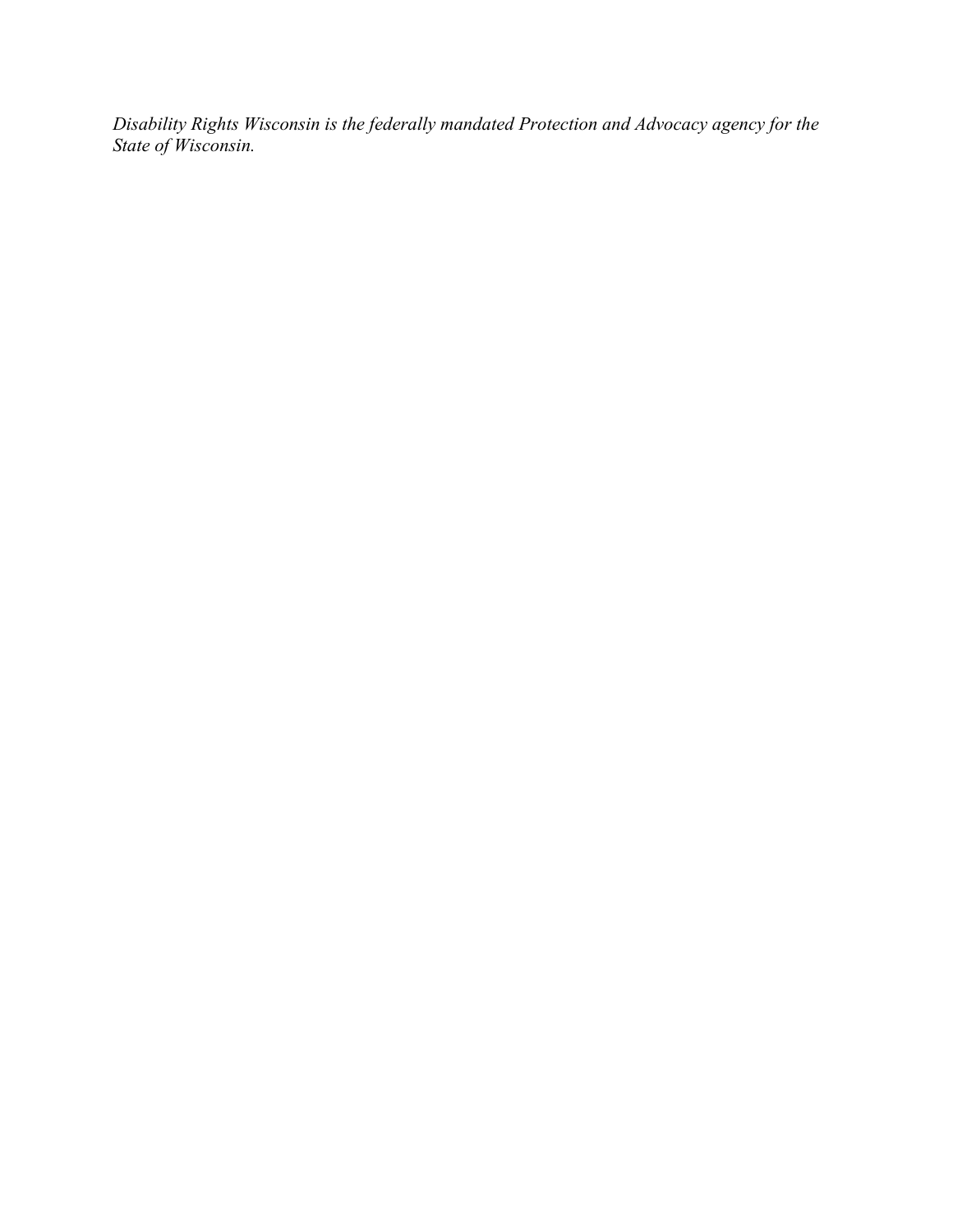*Disability Rights Wisconsin is the federally mandated Protection and Advocacy agency for the State of Wisconsin.*